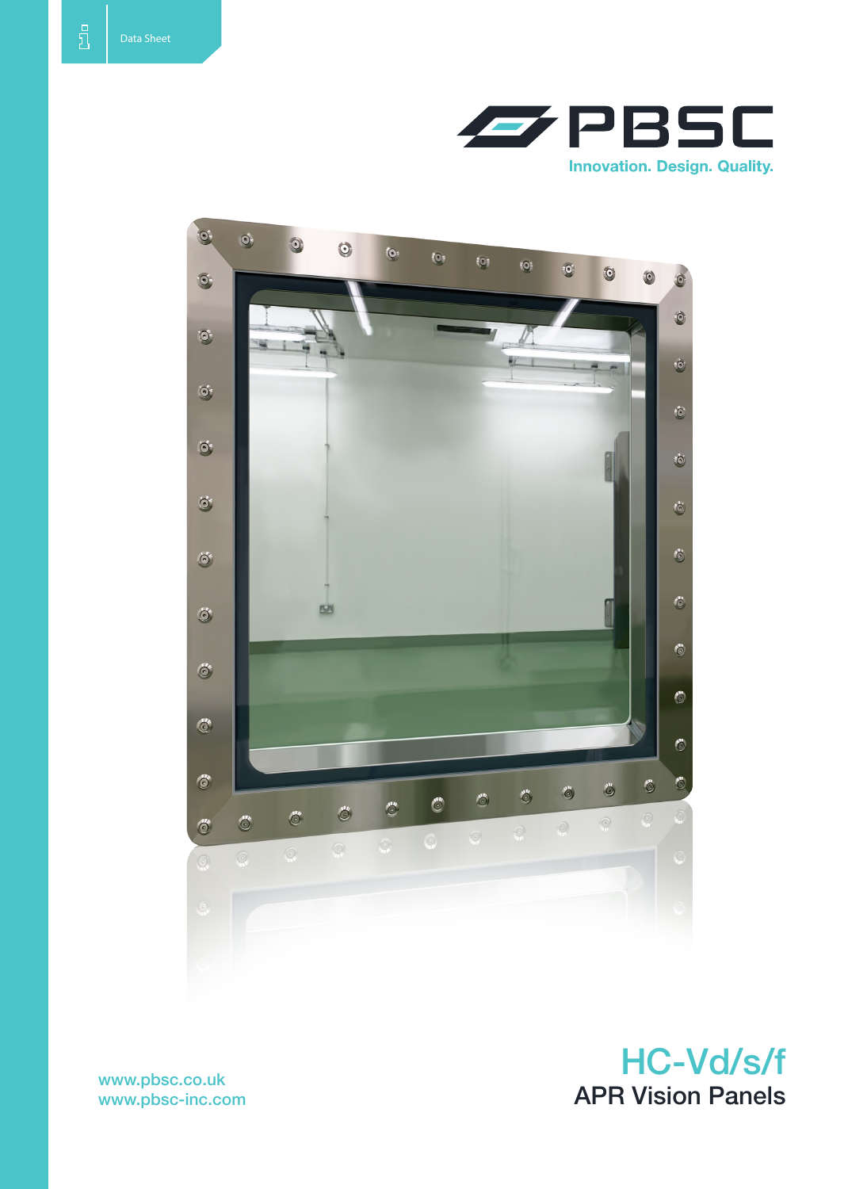Data Sheet

PBSC

Innovation. Design. Quality.

# HC-Vd/s/f

## APR Vision Panels

www.pbsc.co.uk
www.pbsc-inc.com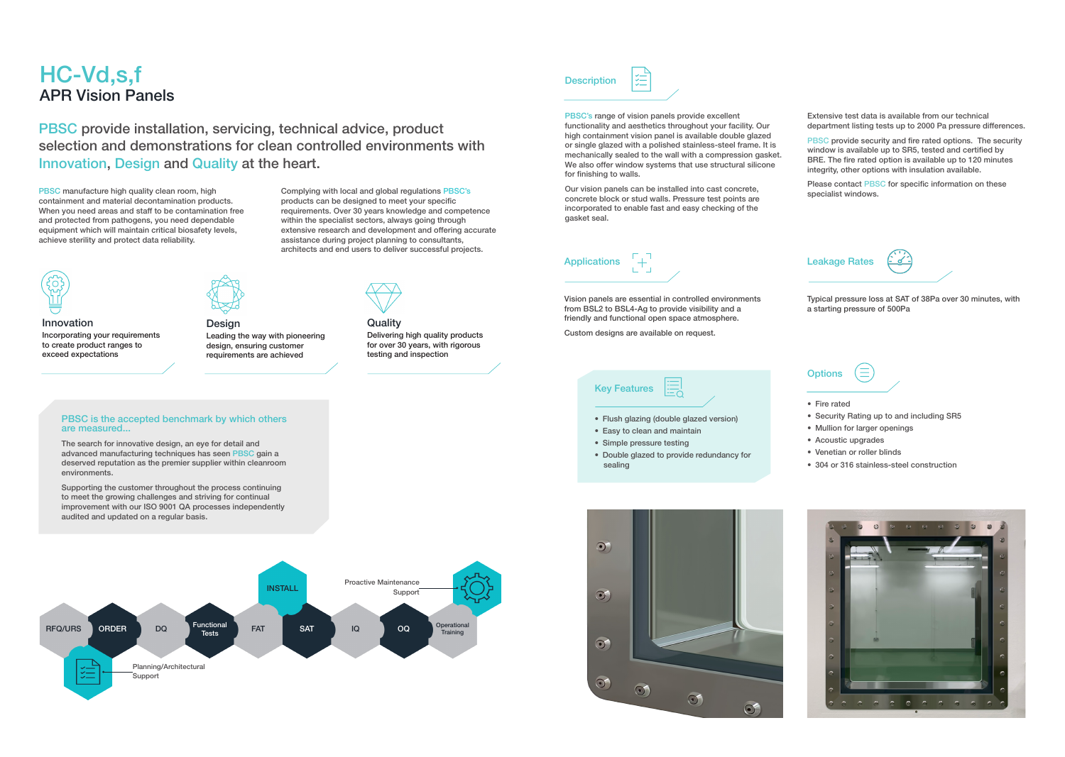# HC-Vd,s,f

## APR Vision Panels

PBSC provide installation, servicing, technical advice, product selection and demonstrations for clean controlled environments with Innovation, Design and Quality at the heart.

PBSC manufacture high quality clean room, high containment and material decontamination products. When you need areas and staff to be contamination free and protected from pathogens, you need dependable equipment which will maintain critical biosafety levels, achieve sterility and protect data reliability.

Complying with local and global regulations PBSC's products can be designed to meet your specific requirements. Over 30 years knowledge and competence within the specialist sectors, always going through extensive research and development and offering accurate assistance during project planning to consultants, architects and end users to deliver successful projects.

### Innovation

Incorporating your requirements to create product ranges to exceed expectations

### Design

Leading the way with pioneering design, ensuring customer requirements are achieved

### Quality

Delivering high quality products for over 30 years, with rigorous testing and inspection

### PBSC is the accepted benchmark by which others are measured...

The search for innovative design, an eye for detail and advanced manufacturing techniques has seen PBSC gain a deserved reputation as the premier supplier within cleanroom environments.

Supporting the customer throughout the process continuing to meet the growing challenges and striving for continual improvement with our ISO 9001 QA processes independently audited and updated on a regular basis.

RFQ/URS · ORDER · DQ · Functional Tests · FAT · INSTALL · SAT · IQ · OQ · Operational Training

Planning/Architectural Support

Proactive Maintenance Support

## Description

PBSC's range of vision panels provide excellent functionality and aesthetics throughout your facility. Our high containment vision panel is available double glazed or single glazed with a polished stainless-steel frame. It is mechanically sealed to the wall with a compression gasket. We also offer window systems that use structural silicone for finishing to walls.

Our vision panels can be installed into cast concrete, concrete block or stud walls. Pressure test points are incorporated to enable fast and easy checking of the gasket seal.

Extensive test data is available from our technical department listing tests up to 2000 Pa pressure differences.

PBSC provide security and fire rated options. The security window is available up to SR5, tested and certified by BRE. The fire rated option is available up to 120 minutes integrity, other options with insulation available.

Please contact PBSC for specific information on these specialist windows.

## Applications

Vision panels are essential in controlled environments from BSL2 to BSL4-Ag to provide visibility and a friendly and functional open space atmosphere.

Custom designs are available on request.

## Leakage Rates

Typical pressure loss at SAT of 38Pa over 30 minutes, with a starting pressure of 500Pa

## Key Features

- Flush glazing (double glazed version)
- Easy to clean and maintain
- Simple pressure testing
- Double glazed to provide redundancy for sealing

## Options

- Fire rated
- Security Rating up to and including SR5
- Mullion for larger openings
- Acoustic upgrades
- Venetian or roller blinds
- 304 or 316 stainless-steel construction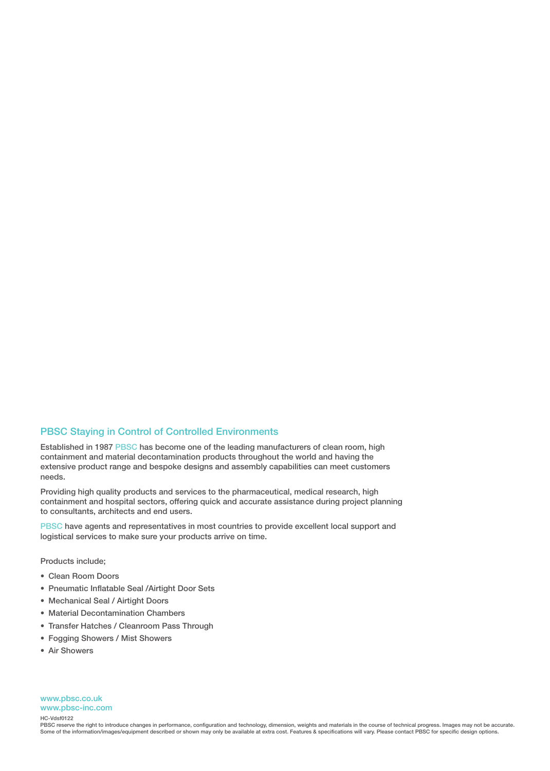## PBSC Staying in Control of Controlled Environments

Established in 1987 PBSC has become one of the leading manufacturers of clean room, high containment and material decontamination products throughout the world and having the extensive product range and bespoke designs and assembly capabilities can meet customers needs.

Providing high quality products and services to the pharmaceutical, medical research, high containment and hospital sectors, offering quick and accurate assistance during project planning to consultants, architects and end users.

PBSC have agents and representatives in most countries to provide excellent local support and logistical services to make sure your products arrive on time.

Products include;

- Clean Room Doors
- Pneumatic Inflatable Seal /Airtight Door Sets
- Mechanical Seal / Airtight Doors
- Material Decontamination Chambers
- Transfer Hatches / Cleanroom Pass Through
- Fogging Showers / Mist Showers
- Air Showers

www.pbsc.co.uk
www.pbsc-inc.com

HC-Vdsf0122
PBSC reserve the right to introduce changes in performance, configuration and technology, dimension, weights and materials in the course of technical progress. Images may not be accurate. Some of the information/images/equipment described or shown may only be available at extra cost. Features & specifications will vary. Please contact PBSC for specific design options.